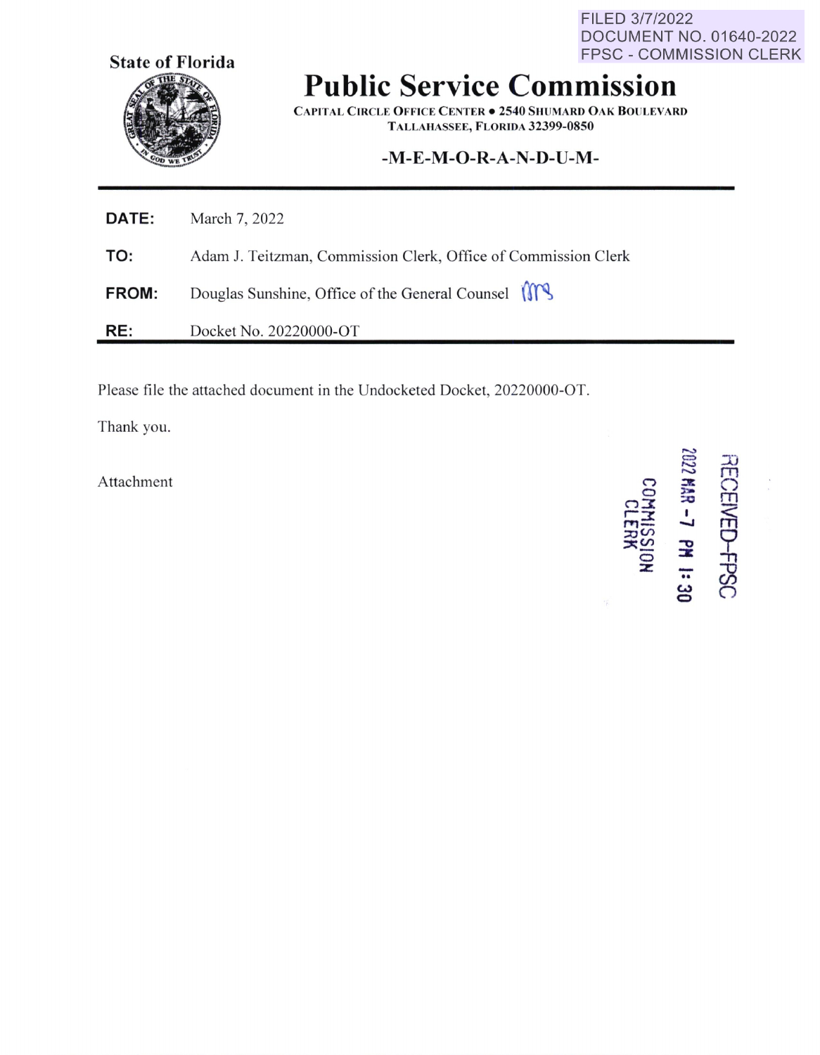FILED 3/7/2022
DOCUMENT NO. 01640-2022
FPSC - COMMISSION CLERK

State of Florida

# Public Service Commission

CAPITAL CIRCLE OFFICE CENTER • 2540 SHUMARD OAK BOULEVARD
TALLAHASSEE, FLORIDA 32399-0850

-M-E-M-O-R-A-N-D-U-M-

**DATE:** March 7, 2022

**TO:** Adam J. Teitzman, Commission Clerk, Office of Commission Clerk

**FROM:** Douglas Sunshine, Office of the General Counsel

**RE:** Docket No. 20220000-OT

Please file the attached document in the Undocketed Docket, 20220000-OT.

Thank you.

Attachment

RECEIVED-FPSC
2022 MAR -7 PM 1:30
COMMISSION
CLERK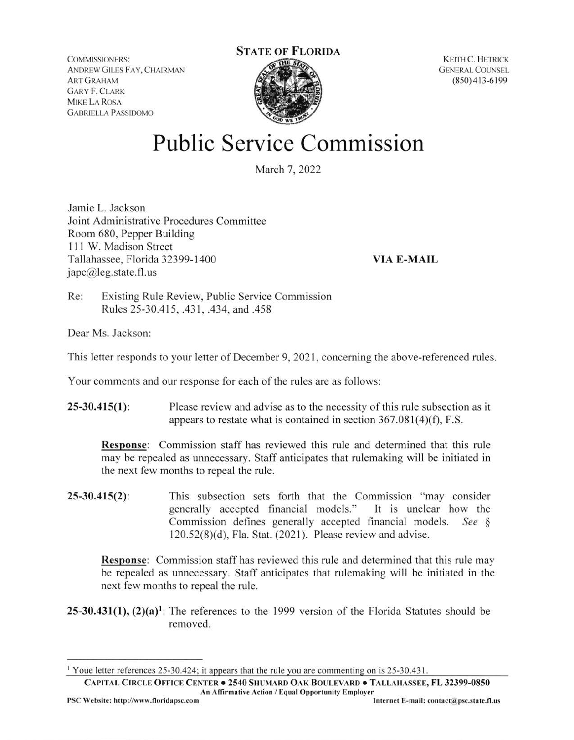COMMISSIONERS:
ANDREW GILES FAY, CHAIRMAN
ART GRAHAM
GARY F. CLARK
MIKE LA ROSA
GABRIELLA PASSIDOMO

**STATE OF FLORIDA**

KEITH C. HETRICK
GENERAL COUNSEL
(850)413-6199

# Public Service Commission

March 7, 2022

Jamie L. Jackson
Joint Administrative Procedures Committee
Room 680, Pepper Building
111 W. Madison Street
Tallahassee, Florida 32399-1400
japc@leg.state.fl.us

**VIA E-MAIL**

Re: Existing Rule Review, Public Service Commission Rules 25-30.415, .431, .434, and .458

Dear Ms. Jackson:

This letter responds to your letter of December 9, 2021, concerning the above-referenced rules.

Your comments and our response for each of the rules are as follows:

**25-30.415(1)**: Please review and advise as to the necessity of this rule subsection as it appears to restate what is contained in section 367.081(4)(f), F.S.

**Response**: Commission staff has reviewed this rule and determined that this rule may be repealed as unnecessary. Staff anticipates that rulemaking will be initiated in the next few months to repeal the rule.

**25-30.415(2)**: This subsection sets forth that the Commission "may consider generally accepted financial models." It is unclear how the Commission defines generally accepted financial models. *See* § 120.52(8)(d), Fla. Stat. (2021). Please review and advise.

**Response**: Commission staff has reviewed this rule and determined that this rule may be repealed as unnecessary. Staff anticipates that rulemaking will be initiated in the next few months to repeal the rule.

**25-30.431(1), (2)(a)[1]**: The references to the 1999 version of the Florida Statutes should be removed.

[1] Youe letter references 25-30.424; it appears that the rule you are commenting on is 25-30.431.

CAPITAL CIRCLE OFFICE CENTER • 2540 SHUMARD OAK BOULEVARD • TALLAHASSEE, FL 32399-0850
An Affirmative Action / Equal Opportunity Employer
PSC Website: http://www.floridapsc.com Internet E-mail: contact@psc.state.fl.us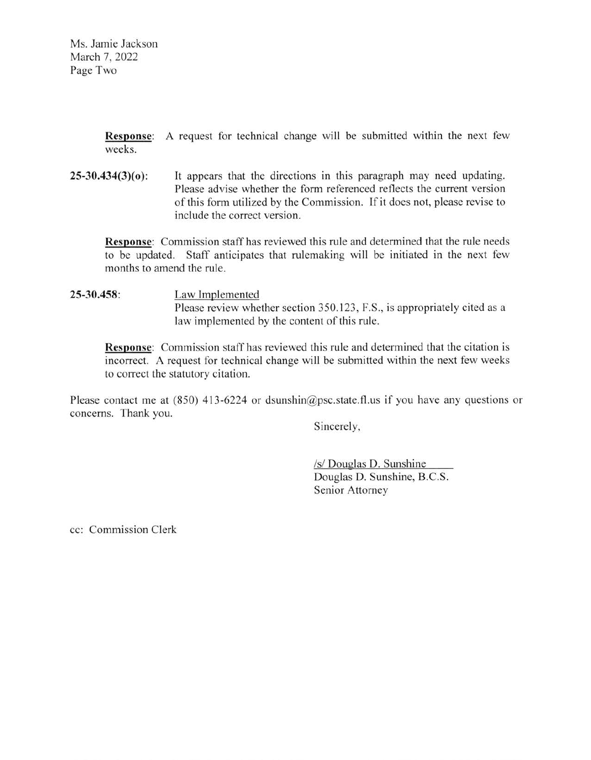**Response**: A request for technical change will be submitted within the next few weeks.

**25-30.434(3)(o)**: It appears that the directions in this paragraph may need updating. Please advise whether the form referenced reflects the current version of this form utilized by the Commission. If it does not, please revise to include the correct version.

**Response**: Commission staff has reviewed this rule and determined that the rule needs to be updated. Staff anticipates that rulemaking will be initiated in the next few months to amend the rule.

**25-30.458**: Law Implemented
Please review whether section 350.123, F.S., is appropriately cited as a law implemented by the content of this rule.

**Response**: Commission staff has reviewed this rule and determined that the citation is incorrect. A request for technical change will be submitted within the next few weeks to correct the statutory citation.

Please contact me at (850) 413-6224 or dsunshin@psc.state.fl.us if you have any questions or concerns. Thank you.

Sincerely,

/s/ Douglas D. Sunshine
Douglas D. Sunshine, B.C.S.
Senior Attorney

cc: Commission Clerk